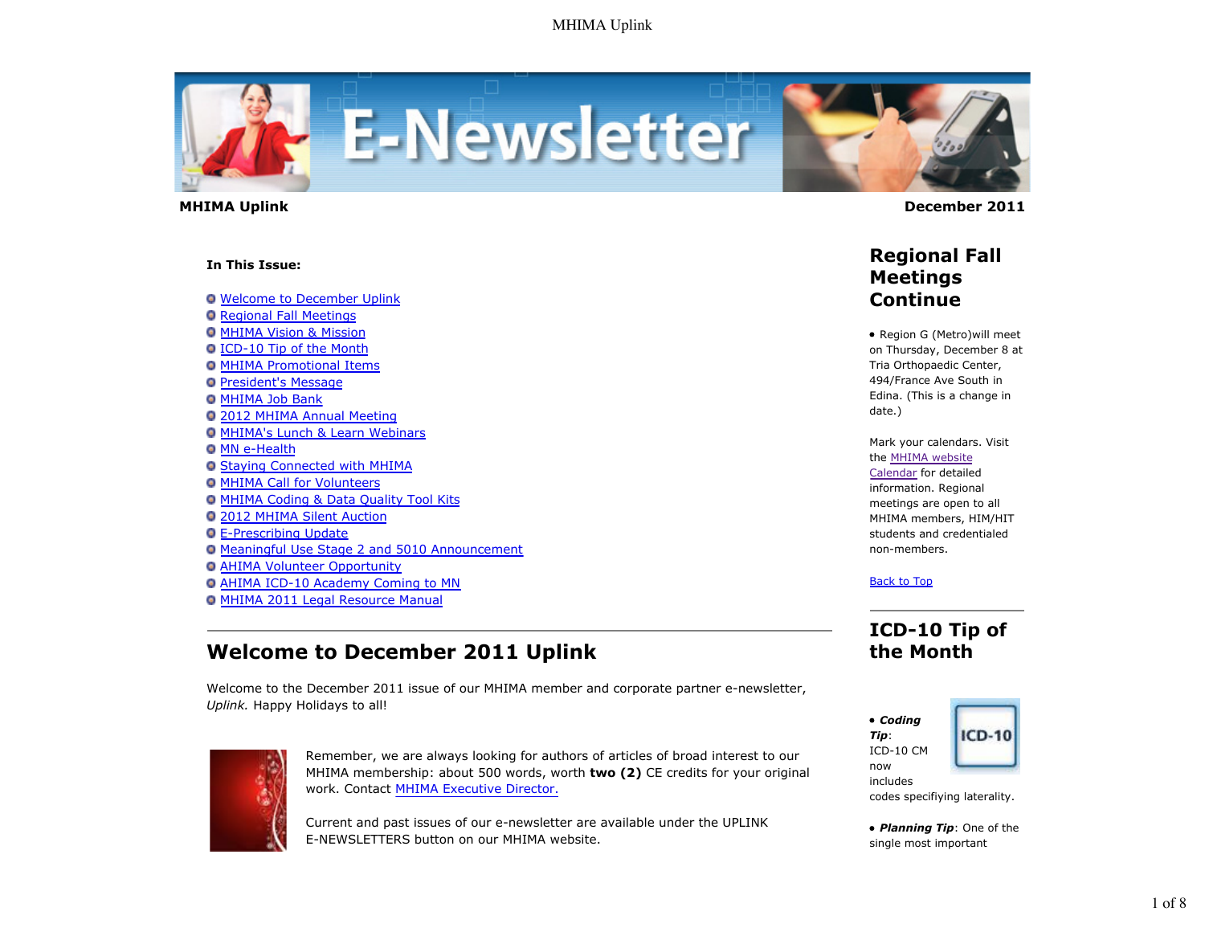**MHIMA Uplink** **December 2011**

**In This Issue:**

- Welcome to December Uplink
- Regional Fall Meetings
- MHIMA Vision & Mission
- ICD-10 Tip of the Month
- MHIMA Promotional Items
- President's Message
- MHIMA Job Bank
- 2012 MHIMA Annual Meeting
- MHIMA's Lunch & Learn Webinars
- MN e-Health
- Staying Connected with MHIMA
- MHIMA Call for Volunteers
- MHIMA Coding & Data Quality Tool Kits
- 2012 MHIMA Silent Auction
- E-Prescribing Update
- Meaningful Use Stage 2 and 5010 Announcement
- AHIMA Volunteer Opportunity
- AHIMA ICD-10 Academy Coming to MN
- MHIMA 2011 Legal Resource Manual

---

## Welcome to December 2011 Uplink

Welcome to the December 2011 issue of our MHIMA member and corporate partner e-newsletter, *Uplink.* Happy Holidays to all!

Remember, we are always looking for authors of articles of broad interest to our MHIMA membership: about 500 words, worth **two (2)** CE credits for your original work. Contact MHIMA Executive Director.

Current and past issues of our e-newsletter are available under the UPLINK E-NEWSLETTERS button on our MHIMA website.

## Regional Fall Meetings Continue

- Region G (Metro)will meet on Thursday, December 8 at Tria Orthopaedic Center, 494/France Ave South in Edina. (This is a change in date.)

Mark your calendars. Visit the MHIMA website Calendar for detailed information. Regional meetings are open to all MHIMA members, HIM/HIT students and credentialed non-members.

Back to Top

---

## ICD-10 Tip of the Month

- ***Coding Tip***: ICD-10 CM now includes codes specifiying laterality.

- ***Planning Tip***: One of the single most important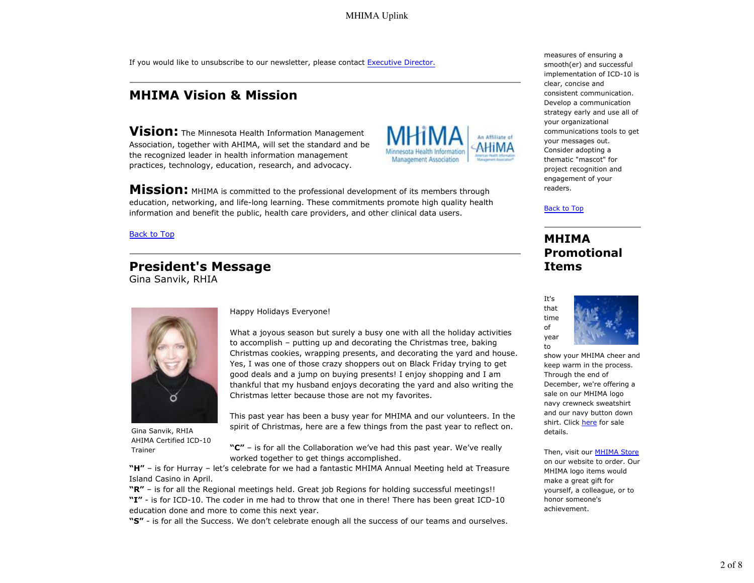If you would like to unsubscribe to our newsletter, please contact Executive Director.

## MHIMA Vision & Mission

**Vision:** The Minnesota Health Information Management Association, together with AHIMA, will set the standard and be the recognized leader in health information management practices, technology, education, research, and advocacy.

**Mission:** MHIMA is committed to the professional development of its members through education, networking, and life-long learning. These commitments promote high quality health information and benefit the public, health care providers, and other clinical data users.

Back to Top

## President's Message

Gina Sanvik, RHIA

Gina Sanvik, RHIA
AHIMA Certified ICD-10 Trainer

Happy Holidays Everyone!

What a joyous season but surely a busy one with all the holiday activities to accomplish – putting up and decorating the Christmas tree, baking Christmas cookies, wrapping presents, and decorating the yard and house. Yes, I was one of those crazy shoppers out on Black Friday trying to get good deals and a jump on buying presents! I enjoy shopping and I am thankful that my husband enjoys decorating the yard and also writing the Christmas letter because those are not my favorites.

This past year has been a busy year for MHIMA and our volunteers. In the spirit of Christmas, here are a few things from the past year to reflect on.

**"C"** – is for all the Collaboration we've had this past year. We've really worked together to get things accomplished.
**"H"** – is for Hurray – let's celebrate for we had a fantastic MHIMA Annual Meeting held at Treasure Island Casino in April.
**"R"** – is for all the Regional meetings held. Great job Regions for holding successful meetings!!
**"I"** - is for ICD-10. The coder in me had to throw that one in there! There has been great ICD-10 education done and more to come this next year.
**"S"** - is for all the Success. We don't celebrate enough all the success of our teams and ourselves.

measures of ensuring a smooth(er) and successful implementation of ICD-10 is clear, concise and consistent communication. Develop a communication strategy early and use all of your organizational communications tools to get your messages out. Consider adopting a thematic "mascot" for project recognition and engagement of your readers.

Back to Top

## MHIMA Promotional Items

It's that time of year to show your MHIMA cheer and keep warm in the process. Through the end of December, we're offering a sale on our MHIMA logo navy crewneck sweatshirt and our navy button down shirt. Click here for sale details.

Then, visit our MHIMA Store on our website to order. Our MHIMA logo items would make a great gift for yourself, a colleague, or to honor someone's achievement.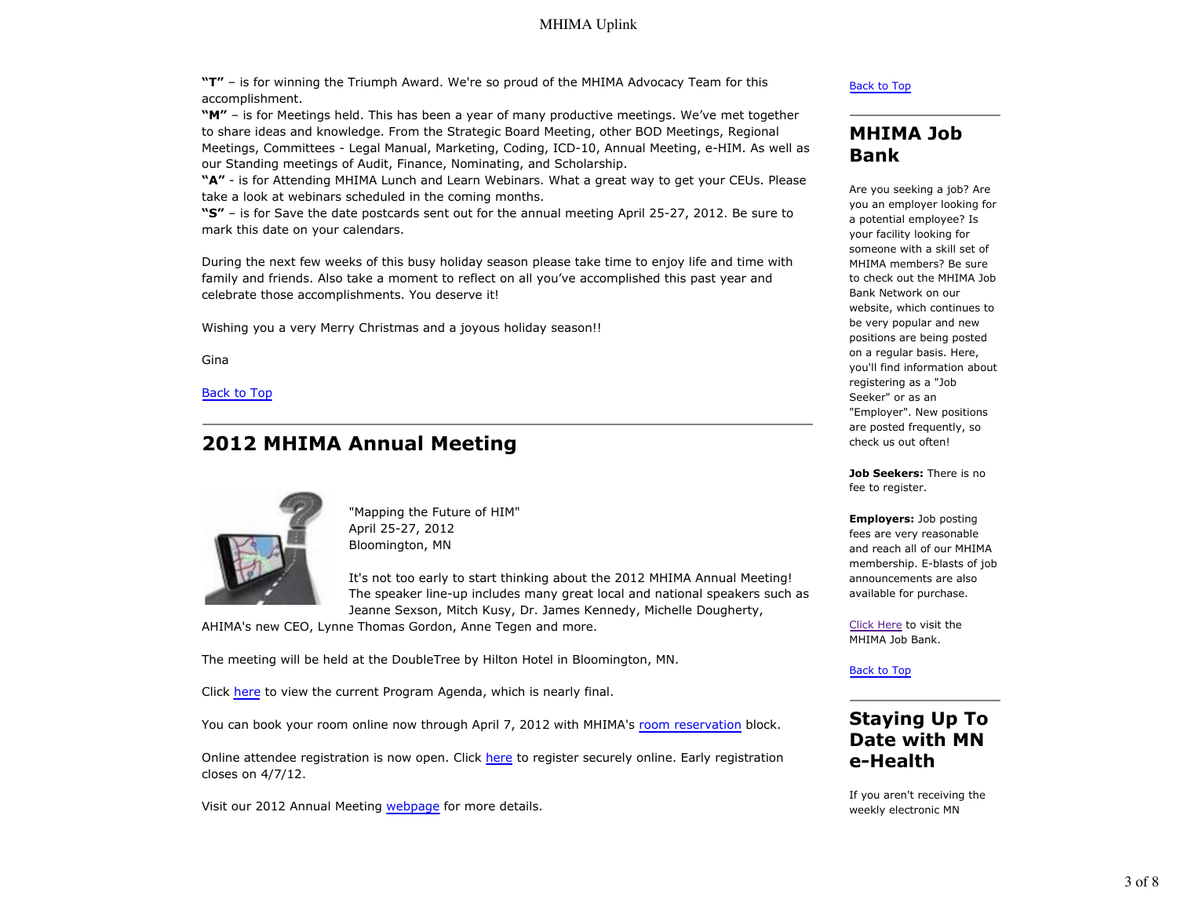**"T"** – is for winning the Triumph Award. We're so proud of the MHIMA Advocacy Team for this accomplishment.
**"M"** – is for Meetings held. This has been a year of many productive meetings. We've met together to share ideas and knowledge. From the Strategic Board Meeting, other BOD Meetings, Regional Meetings, Committees - Legal Manual, Marketing, Coding, ICD-10, Annual Meeting, e-HIM. As well as our Standing meetings of Audit, Finance, Nominating, and Scholarship.
**"A"** - is for Attending MHIMA Lunch and Learn Webinars. What a great way to get your CEUs. Please take a look at webinars scheduled in the coming months.
**"S"** – is for Save the date postcards sent out for the annual meeting April 25-27, 2012. Be sure to mark this date on your calendars.

During the next few weeks of this busy holiday season please take time to enjoy life and time with family and friends. Also take a moment to reflect on all you've accomplished this past year and celebrate those accomplishments. You deserve it!

Wishing you a very Merry Christmas and a joyous holiday season!!

Gina

Back to Top

## 2012 MHIMA Annual Meeting

"Mapping the Future of HIM"
April 25-27, 2012
Bloomington, MN

It's not too early to start thinking about the 2012 MHIMA Annual Meeting! The speaker line-up includes many great local and national speakers such as Jeanne Sexson, Mitch Kusy, Dr. James Kennedy, Michelle Dougherty, AHIMA's new CEO, Lynne Thomas Gordon, Anne Tegen and more.

The meeting will be held at the DoubleTree by Hilton Hotel in Bloomington, MN.

Click here to view the current Program Agenda, which is nearly final.

You can book your room online now through April 7, 2012 with MHIMA's room reservation block.

Online attendee registration is now open. Click here to register securely online. Early registration closes on 4/7/12.

Visit our 2012 Annual Meeting webpage for more details.

Back to Top

## MHIMA Job Bank

Are you seeking a job? Are you an employer looking for a potential employee? Is your facility looking for someone with a skill set of MHIMA members? Be sure to check out the MHIMA Job Bank Network on our website, which continues to be very popular and new positions are being posted on a regular basis. Here, you'll find information about registering as a "Job Seeker" or as an "Employer". New positions are posted frequently, so check us out often!

**Job Seekers:** There is no fee to register.

**Employers:** Job posting fees are very reasonable and reach all of our MHIMA membership. E-blasts of job announcements are also available for purchase.

Click Here to visit the MHIMA Job Bank.

Back to Top

## Staying Up To Date with MN e-Health

If you aren't receiving the weekly electronic MN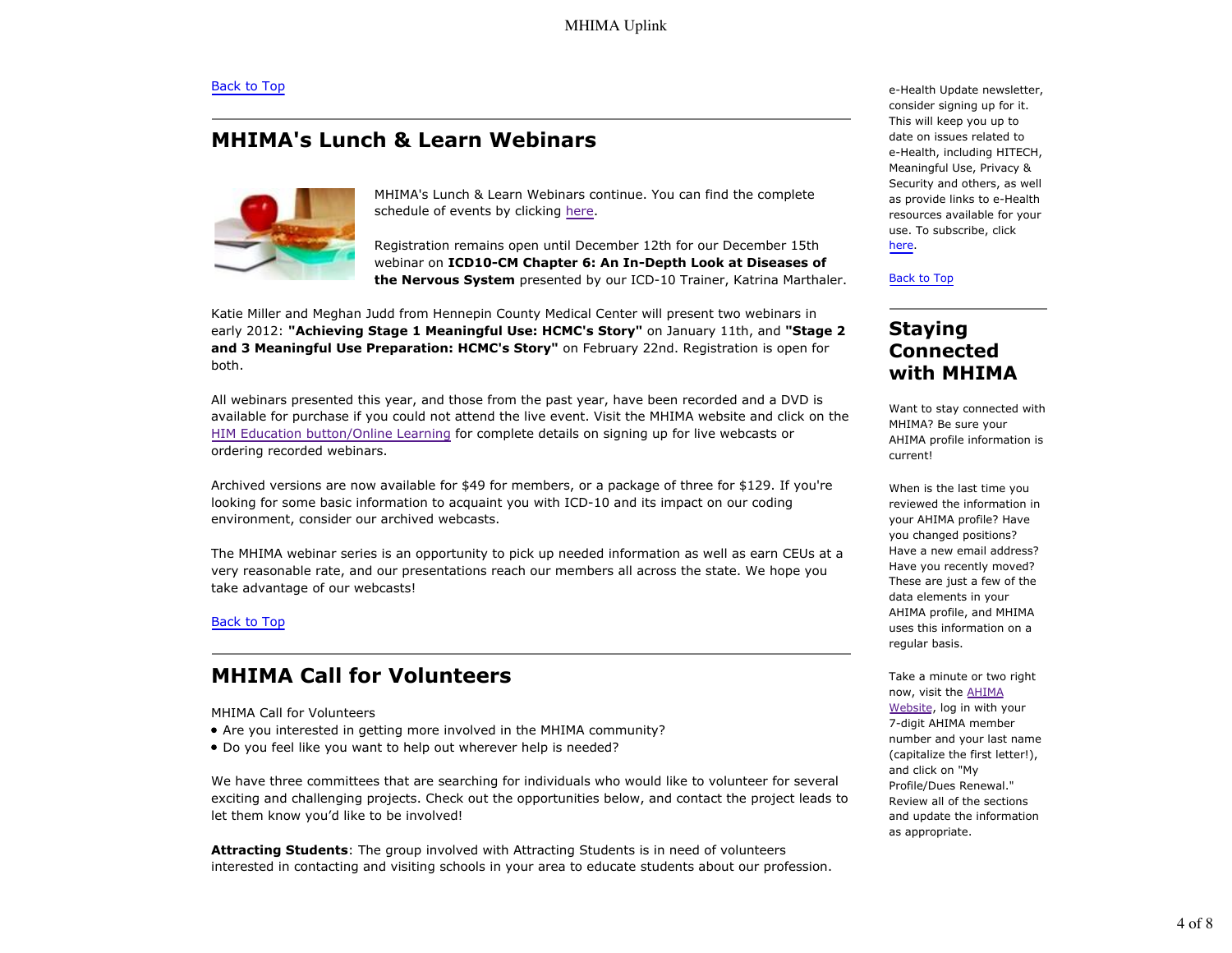Back to Top

## MHIMA's Lunch & Learn Webinars

MHIMA's Lunch & Learn Webinars continue. You can find the complete schedule of events by clicking here.

Registration remains open until December 12th for our December 15th webinar on **ICD10-CM Chapter 6: An In-Depth Look at Diseases of the Nervous System** presented by our ICD-10 Trainer, Katrina Marthaler.

Katie Miller and Meghan Judd from Hennepin County Medical Center will present two webinars in early 2012: **"Achieving Stage 1 Meaningful Use: HCMC's Story"** on January 11th, and **"Stage 2 and 3 Meaningful Use Preparation: HCMC's Story"** on February 22nd. Registration is open for both.

All webinars presented this year, and those from the past year, have been recorded and a DVD is available for purchase if you could not attend the live event. Visit the MHIMA website and click on the HIM Education button/Online Learning for complete details on signing up for live webcasts or ordering recorded webinars.

Archived versions are now available for $49 for members, or a package of three for $129. If you're looking for some basic information to acquaint you with ICD-10 and its impact on our coding environment, consider our archived webcasts.

The MHIMA webinar series is an opportunity to pick up needed information as well as earn CEUs at a very reasonable rate, and our presentations reach our members all across the state. We hope you take advantage of our webcasts!

Back to Top

## MHIMA Call for Volunteers

MHIMA Call for Volunteers

- Are you interested in getting more involved in the MHIMA community?
- Do you feel like you want to help out wherever help is needed?

We have three committees that are searching for individuals who would like to volunteer for several exciting and challenging projects. Check out the opportunities below, and contact the project leads to let them know you'd like to be involved!

**Attracting Students**: The group involved with Attracting Students is in need of volunteers interested in contacting and visiting schools in your area to educate students about our profession.

e-Health Update newsletter, consider signing up for it. This will keep you up to date on issues related to e-Health, including HITECH, Meaningful Use, Privacy & Security and others, as well as provide links to e-Health resources available for your use. To subscribe, click here.

Back to Top

## Staying Connected with MHIMA

Want to stay connected with MHIMA? Be sure your AHIMA profile information is current!

When is the last time you reviewed the information in your AHIMA profile? Have you changed positions? Have a new email address? Have you recently moved? These are just a few of the data elements in your AHIMA profile, and MHIMA uses this information on a regular basis.

Take a minute or two right now, visit the AHIMA Website, log in with your 7-digit AHIMA member number and your last name (capitalize the first letter!), and click on "My Profile/Dues Renewal." Review all of the sections and update the information as appropriate.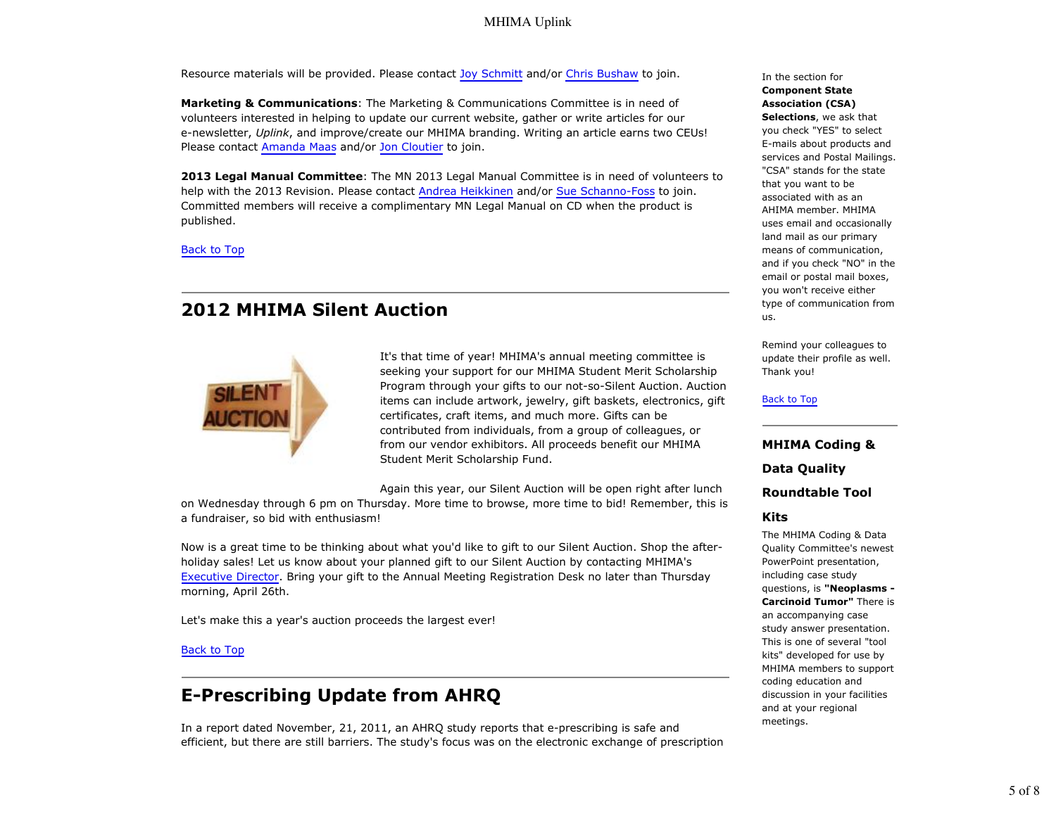Resource materials will be provided. Please contact Joy Schmitt and/or Chris Bushaw to join.

**Marketing & Communications**: The Marketing & Communications Committee is in need of volunteers interested in helping to update our current website, gather or write articles for our e-newsletter, *Uplink*, and improve/create our MHIMA branding. Writing an article earns two CEUs! Please contact Amanda Maas and/or Jon Cloutier to join.

**2013 Legal Manual Committee**: The MN 2013 Legal Manual Committee is in need of volunteers to help with the 2013 Revision. Please contact Andrea Heikkinen and/or Sue Schanno-Foss to join. Committed members will receive a complimentary MN Legal Manual on CD when the product is published.

Back to Top

## 2012 MHIMA Silent Auction

It's that time of year! MHIMA's annual meeting committee is seeking your support for our MHIMA Student Merit Scholarship Program through your gifts to our not-so-Silent Auction. Auction items can include artwork, jewelry, gift baskets, electronics, gift certificates, craft items, and much more. Gifts can be contributed from individuals, from a group of colleagues, or from our vendor exhibitors. All proceeds benefit our MHIMA Student Merit Scholarship Fund.

Again this year, our Silent Auction will be open right after lunch on Wednesday through 6 pm on Thursday. More time to browse, more time to bid! Remember, this is a fundraiser, so bid with enthusiasm!

Now is a great time to be thinking about what you'd like to gift to our Silent Auction. Shop the after-holiday sales! Let us know about your planned gift to our Silent Auction by contacting MHIMA's Executive Director. Bring your gift to the Annual Meeting Registration Desk no later than Thursday morning, April 26th.

Let's make this a year's auction proceeds the largest ever!

Back to Top

## E-Prescribing Update from AHRQ

In a report dated November, 21, 2011, an AHRQ study reports that e-prescribing is safe and efficient, but there are still barriers. The study's focus was on the electronic exchange of prescription

---

In the section for **Component State Association (CSA) Selections**, we ask that you check "YES" to select E-mails about products and services and Postal Mailings. "CSA" stands for the state that you want to be associated with as an AHIMA member. MHIMA uses email and occasionally land mail as our primary means of communication, and if you check "NO" in the email or postal mail boxes, you won't receive either type of communication from us.

Remind your colleagues to update their profile as well. Thank you!

Back to Top

### MHIMA Coding & Data Quality Roundtable Tool Kits

The MHIMA Coding & Data Quality Committee's newest PowerPoint presentation, including case study questions, is **"Neoplasms - Carcinoid Tumor"** There is an accompanying case study answer presentation. This is one of several "tool kits" developed for use by MHIMA members to support coding education and discussion in your facilities and at your regional meetings.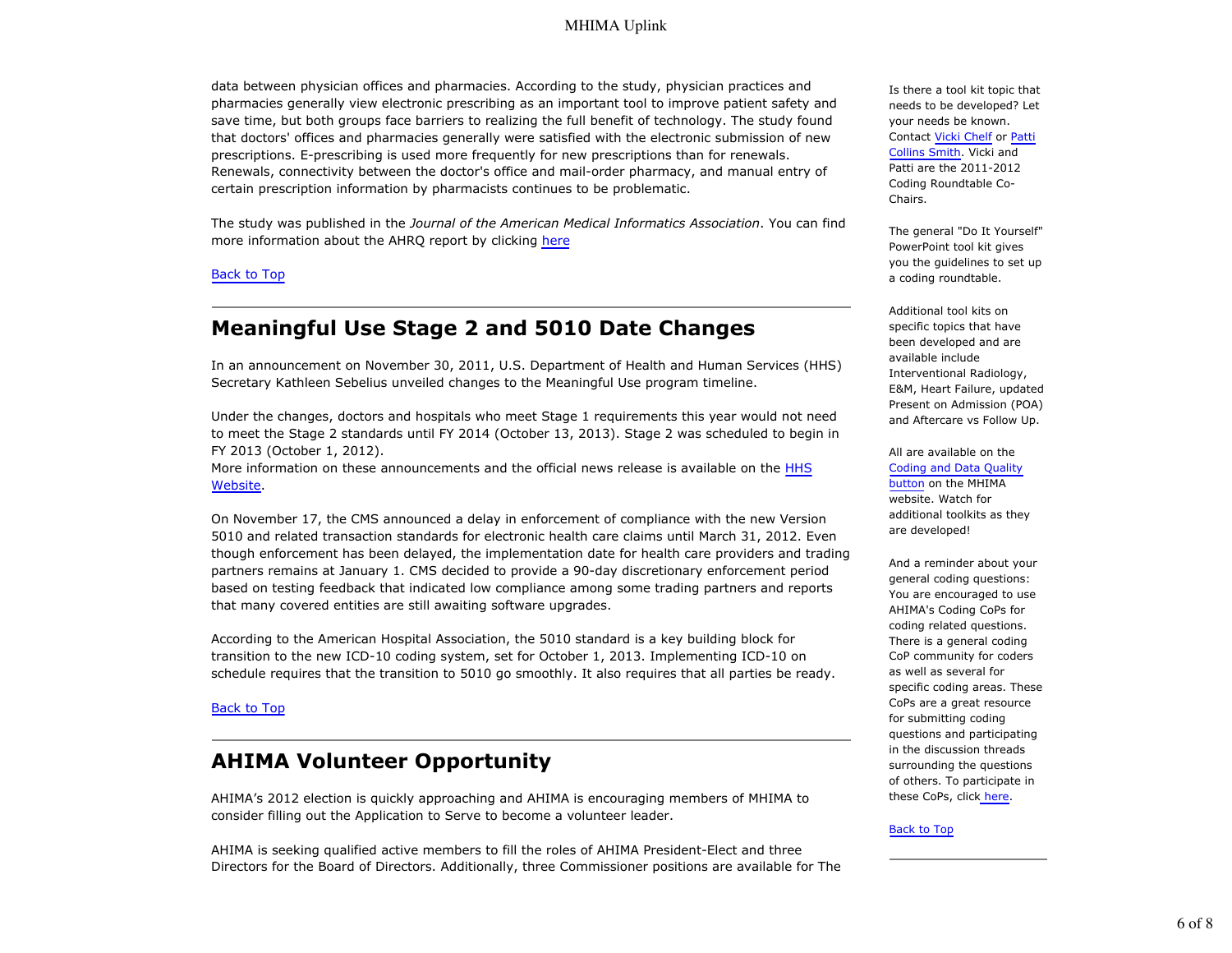data between physician offices and pharmacies. According to the study, physician practices and pharmacies generally view electronic prescribing as an important tool to improve patient safety and save time, but both groups face barriers to realizing the full benefit of technology. The study found that doctors' offices and pharmacies generally were satisfied with the electronic submission of new prescriptions. E-prescribing is used more frequently for new prescriptions than for renewals. Renewals, connectivity between the doctor's office and mail-order pharmacy, and manual entry of certain prescription information by pharmacists continues to be problematic.

The study was published in the *Journal of the American Medical Informatics Association*. You can find more information about the AHRQ report by clicking here

Back to Top

## Meaningful Use Stage 2 and 5010 Date Changes

In an announcement on November 30, 2011, U.S. Department of Health and Human Services (HHS) Secretary Kathleen Sebelius unveiled changes to the Meaningful Use program timeline.

Under the changes, doctors and hospitals who meet Stage 1 requirements this year would not need to meet the Stage 2 standards until FY 2014 (October 13, 2013). Stage 2 was scheduled to begin in FY 2013 (October 1, 2012).
More information on these announcements and the official news release is available on the HHS Website.

On November 17, the CMS announced a delay in enforcement of compliance with the new Version 5010 and related transaction standards for electronic health care claims until March 31, 2012. Even though enforcement has been delayed, the implementation date for health care providers and trading partners remains at January 1. CMS decided to provide a 90-day discretionary enforcement period based on testing feedback that indicated low compliance among some trading partners and reports that many covered entities are still awaiting software upgrades.

According to the American Hospital Association, the 5010 standard is a key building block for transition to the new ICD-10 coding system, set for October 1, 2013. Implementing ICD-10 on schedule requires that the transition to 5010 go smoothly. It also requires that all parties be ready.

Back to Top

## AHIMA Volunteer Opportunity

AHIMA's 2012 election is quickly approaching and AHIMA is encouraging members of MHIMA to consider filling out the Application to Serve to become a volunteer leader.

AHIMA is seeking qualified active members to fill the roles of AHIMA President-Elect and three Directors for the Board of Directors. Additionally, three Commissioner positions are available for The

---

Is there a tool kit topic that needs to be developed? Let your needs be known. Contact Vicki Chelf or Patti Collins Smith. Vicki and Patti are the 2011-2012 Coding Roundtable Co-Chairs.

The general "Do It Yourself" PowerPoint tool kit gives you the guidelines to set up a coding roundtable.

Additional tool kits on specific topics that have been developed and are available include Interventional Radiology, E&M, Heart Failure, updated Present on Admission (POA) and Aftercare vs Follow Up.

All are available on the Coding and Data Quality button on the MHIMA website. Watch for additional toolkits as they are developed!

And a reminder about your general coding questions: You are encouraged to use AHIMA's Coding CoPs for coding related questions. There is a general coding CoP community for coders as well as several for specific coding areas. These CoPs are a great resource for submitting coding questions and participating in the discussion threads surrounding the questions of others. To participate in these CoPs, click here.

Back to Top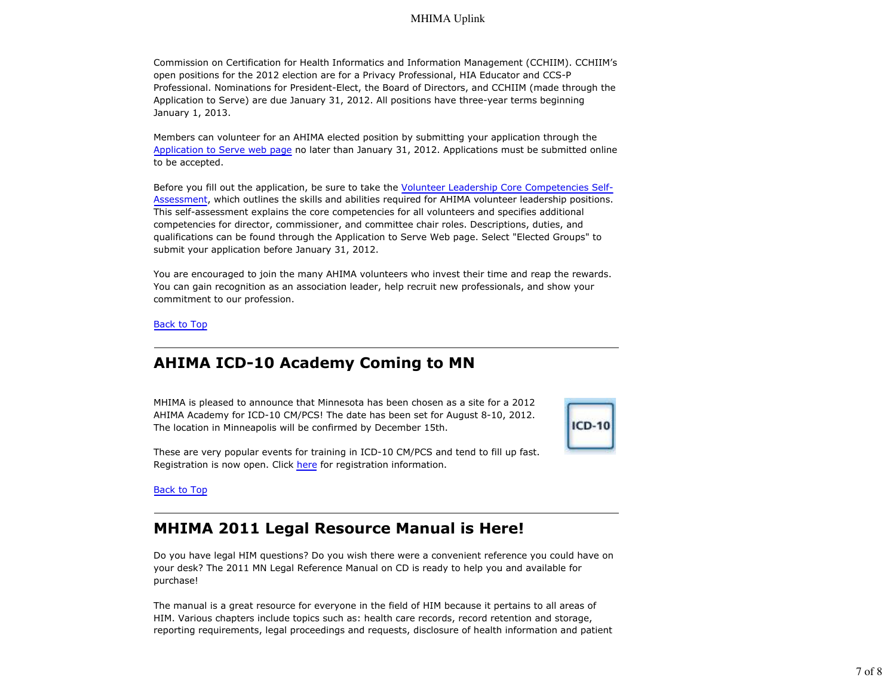Commission on Certification for Health Informatics and Information Management (CCHIIM). CCHIIM's open positions for the 2012 election are for a Privacy Professional, HIA Educator and CCS-P Professional. Nominations for President-Elect, the Board of Directors, and CCHIIM (made through the Application to Serve) are due January 31, 2012. All positions have three-year terms beginning January 1, 2013.

Members can volunteer for an AHIMA elected position by submitting your application through the Application to Serve web page no later than January 31, 2012. Applications must be submitted online to be accepted.

Before you fill out the application, be sure to take the Volunteer Leadership Core Competencies Self-Assessment, which outlines the skills and abilities required for AHIMA volunteer leadership positions. This self-assessment explains the core competencies for all volunteers and specifies additional competencies for director, commissioner, and committee chair roles. Descriptions, duties, and qualifications can be found through the Application to Serve Web page. Select "Elected Groups" to submit your application before January 31, 2012.

You are encouraged to join the many AHIMA volunteers who invest their time and reap the rewards. You can gain recognition as an association leader, help recruit new professionals, and show your commitment to our profession.

Back to Top

---

## AHIMA ICD-10 Academy Coming to MN

MHIMA is pleased to announce that Minnesota has been chosen as a site for a 2012 AHIMA Academy for ICD-10 CM/PCS! The date has been set for August 8-10, 2012. The location in Minneapolis will be confirmed by December 15th.

These are very popular events for training in ICD-10 CM/PCS and tend to fill up fast. Registration is now open. Click here for registration information.

Back to Top

---

## MHIMA 2011 Legal Resource Manual is Here!

Do you have legal HIM questions? Do you wish there were a convenient reference you could have on your desk? The 2011 MN Legal Reference Manual on CD is ready to help you and available for purchase!

The manual is a great resource for everyone in the field of HIM because it pertains to all areas of HIM. Various chapters include topics such as: health care records, record retention and storage, reporting requirements, legal proceedings and requests, disclosure of health information and patient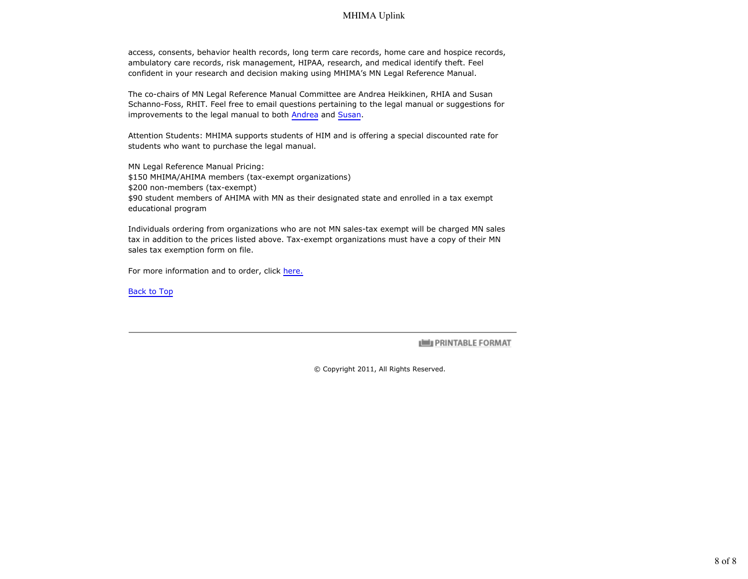access, consents, behavior health records, long term care records, home care and hospice records, ambulatory care records, risk management, HIPAA, research, and medical identify theft. Feel confident in your research and decision making using MHIMA's MN Legal Reference Manual.

The co-chairs of MN Legal Reference Manual Committee are Andrea Heikkinen, RHIA and Susan Schanno-Foss, RHIT. Feel free to email questions pertaining to the legal manual or suggestions for improvements to the legal manual to both Andrea and Susan.

Attention Students: MHIMA supports students of HIM and is offering a special discounted rate for students who want to purchase the legal manual.

MN Legal Reference Manual Pricing:
$150 MHIMA/AHIMA members (tax-exempt organizations)
$200 non-members (tax-exempt)
$90 student members of AHIMA with MN as their designated state and enrolled in a tax exempt educational program

Individuals ordering from organizations who are not MN sales-tax exempt will be charged MN sales tax in addition to the prices listed above. Tax-exempt organizations must have a copy of their MN sales tax exemption form on file.

For more information and to order, click here.

Back to Top

---

PRINTABLE FORMAT

© Copyright 2011, All Rights Reserved.